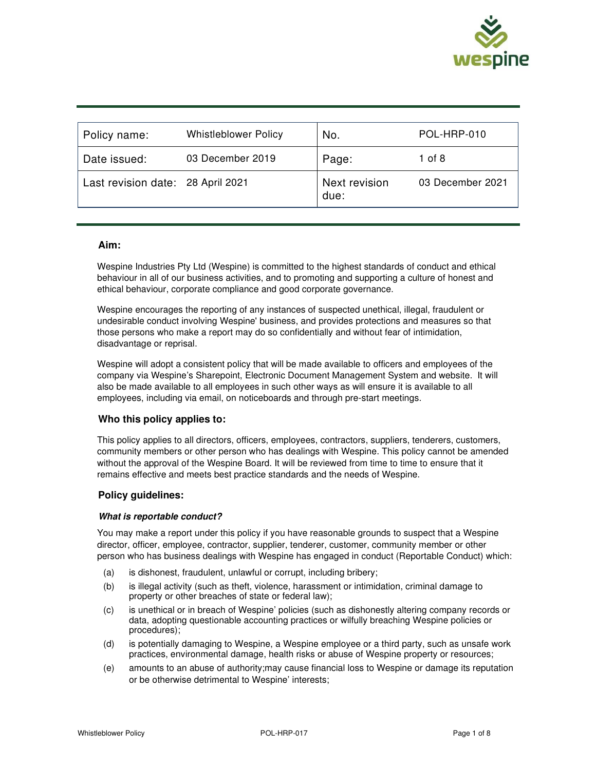| Policy name: | Whistleblower Policy | No. | POL-HRP-010 |
|---|---|---|---|
| Date issued: | 03 December 2019 | Page: | 1 of 8 |
| Last revision date: | 28 April 2021 | Next revision due: | 03 December 2021 |

## Aim:

Wespine Industries Pty Ltd (Wespine) is committed to the highest standards of conduct and ethical behaviour in all of our business activities, and to promoting and supporting a culture of honest and ethical behaviour, corporate compliance and good corporate governance.

Wespine encourages the reporting of any instances of suspected unethical, illegal, fraudulent or undesirable conduct involving Wespine' business, and provides protections and measures so that those persons who make a report may do so confidentially and without fear of intimidation, disadvantage or reprisal.

Wespine will adopt a consistent policy that will be made available to officers and employees of the company via Wespine's Sharepoint, Electronic Document Management System and website. It will also be made available to all employees in such other ways as will ensure it is available to all employees, including via email, on noticeboards and through pre-start meetings.

## Who this policy applies to:

This policy applies to all directors, officers, employees, contractors, suppliers, tenderers, customers, community members or other person who has dealings with Wespine. This policy cannot be amended without the approval of the Wespine Board. It will be reviewed from time to time to ensure that it remains effective and meets best practice standards and the needs of Wespine.

## Policy guidelines:

### *What is reportable conduct?*

You may make a report under this policy if you have reasonable grounds to suspect that a Wespine director, officer, employee, contractor, supplier, tenderer, customer, community member or other person who has business dealings with Wespine has engaged in conduct (Reportable Conduct) which:

(a) is dishonest, fraudulent, unlawful or corrupt, including bribery;

(b) is illegal activity (such as theft, violence, harassment or intimidation, criminal damage to property or other breaches of state or federal law);

(c) is unethical or in breach of Wespine' policies (such as dishonestly altering company records or data, adopting questionable accounting practices or wilfully breaching Wespine policies or procedures);

(d) is potentially damaging to Wespine, a Wespine employee or a third party, such as unsafe work practices, environmental damage, health risks or abuse of Wespine property or resources;

(e) amounts to an abuse of authority;may cause financial loss to Wespine or damage its reputation or be otherwise detrimental to Wespine' interests;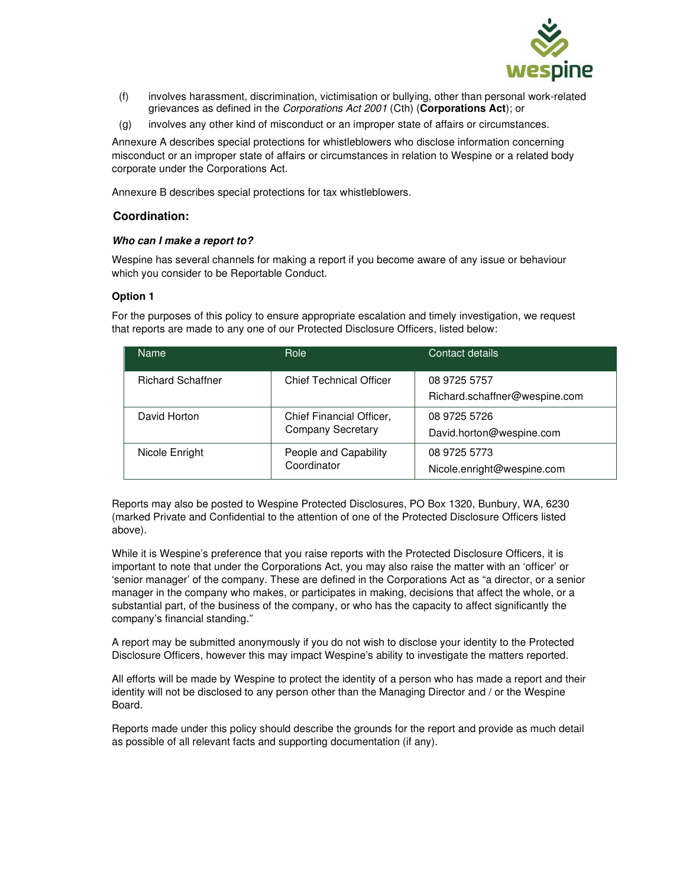(f) involves harassment, discrimination, victimisation or bullying, other than personal work-related grievances as defined in the *Corporations Act 2001* (Cth) (**Corporations Act**); or

(g) involves any other kind of misconduct or an improper state of affairs or circumstances.

Annexure A describes special protections for whistleblowers who disclose information concerning misconduct or an improper state of affairs or circumstances in relation to Wespine or a related body corporate under the Corporations Act.

Annexure B describes special protections for tax whistleblowers.

## Coordination:

***Who can I make a report to?***

Wespine has several channels for making a report if you become aware of any issue or behaviour which you consider to be Reportable Conduct.

**Option 1**

For the purposes of this policy to ensure appropriate escalation and timely investigation, we request that reports are made to any one of our Protected Disclosure Officers, listed below:

| Name | Role | Contact details |
|---|---|---|
| Richard Schaffner | Chief Technical Officer | 08 9725 5757<br>Richard.schaffner@wespine.com |
| David Horton | Chief Financial Officer, Company Secretary | 08 9725 5726<br>David.horton@wespine.com |
| Nicole Enright | People and Capability Coordinator | 08 9725 5773<br>Nicole.enright@wespine.com |

Reports may also be posted to Wespine Protected Disclosures, PO Box 1320, Bunbury, WA, 6230 (marked Private and Confidential to the attention of one of the Protected Disclosure Officers listed above).

While it is Wespine's preference that you raise reports with the Protected Disclosure Officers, it is important to note that under the Corporations Act, you may also raise the matter with an 'officer' or 'senior manager' of the company. These are defined in the Corporations Act as "a director, or a senior manager in the company who makes, or participates in making, decisions that affect the whole, or a substantial part, of the business of the company, or who has the capacity to affect significantly the company's financial standing."

A report may be submitted anonymously if you do not wish to disclose your identity to the Protected Disclosure Officers, however this may impact Wespine's ability to investigate the matters reported.

All efforts will be made by Wespine to protect the identity of a person who has made a report and their identity will not be disclosed to any person other than the Managing Director and / or the Wespine Board.

Reports made under this policy should describe the grounds for the report and provide as much detail as possible of all relevant facts and supporting documentation (if any).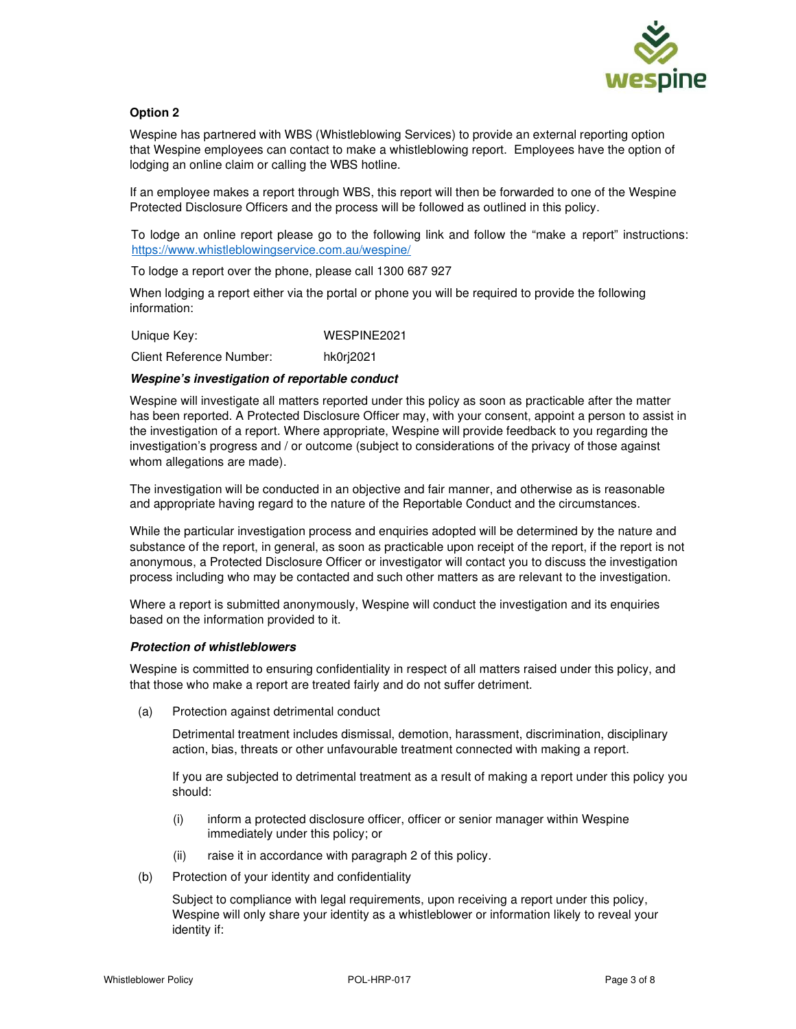**Option 2**

Wespine has partnered with WBS (Whistleblowing Services) to provide an external reporting option that Wespine employees can contact to make a whistleblowing report. Employees have the option of lodging an online claim or calling the WBS hotline.

If an employee makes a report through WBS, this report will then be forwarded to one of the Wespine Protected Disclosure Officers and the process will be followed as outlined in this policy.

To lodge an online report please go to the following link and follow the "make a report" instructions: https://www.whistleblowingservice.com.au/wespine/

To lodge a report over the phone, please call 1300 687 927

When lodging a report either via the portal or phone you will be required to provide the following information:

| | |
|---|---|
| Unique Key: | WESPINE2021 |
| Client Reference Number: | hk0rj2021 |

***Wespine's investigation of reportable conduct***

Wespine will investigate all matters reported under this policy as soon as practicable after the matter has been reported. A Protected Disclosure Officer may, with your consent, appoint a person to assist in the investigation of a report. Where appropriate, Wespine will provide feedback to you regarding the investigation's progress and / or outcome (subject to considerations of the privacy of those against whom allegations are made).

The investigation will be conducted in an objective and fair manner, and otherwise as is reasonable and appropriate having regard to the nature of the Reportable Conduct and the circumstances.

While the particular investigation process and enquiries adopted will be determined by the nature and substance of the report, in general, as soon as practicable upon receipt of the report, if the report is not anonymous, a Protected Disclosure Officer or investigator will contact you to discuss the investigation process including who may be contacted and such other matters as are relevant to the investigation.

Where a report is submitted anonymously, Wespine will conduct the investigation and its enquiries based on the information provided to it.

***Protection of whistleblowers***

Wespine is committed to ensuring confidentiality in respect of all matters raised under this policy, and that those who make a report are treated fairly and do not suffer detriment.

(a) Protection against detrimental conduct

Detrimental treatment includes dismissal, demotion, harassment, discrimination, disciplinary action, bias, threats or other unfavourable treatment connected with making a report.

If you are subjected to detrimental treatment as a result of making a report under this policy you should:

(i) inform a protected disclosure officer, officer or senior manager within Wespine immediately under this policy; or

(ii) raise it in accordance with paragraph 2 of this policy.

(b) Protection of your identity and confidentiality

Subject to compliance with legal requirements, upon receiving a report under this policy, Wespine will only share your identity as a whistleblower or information likely to reveal your identity if: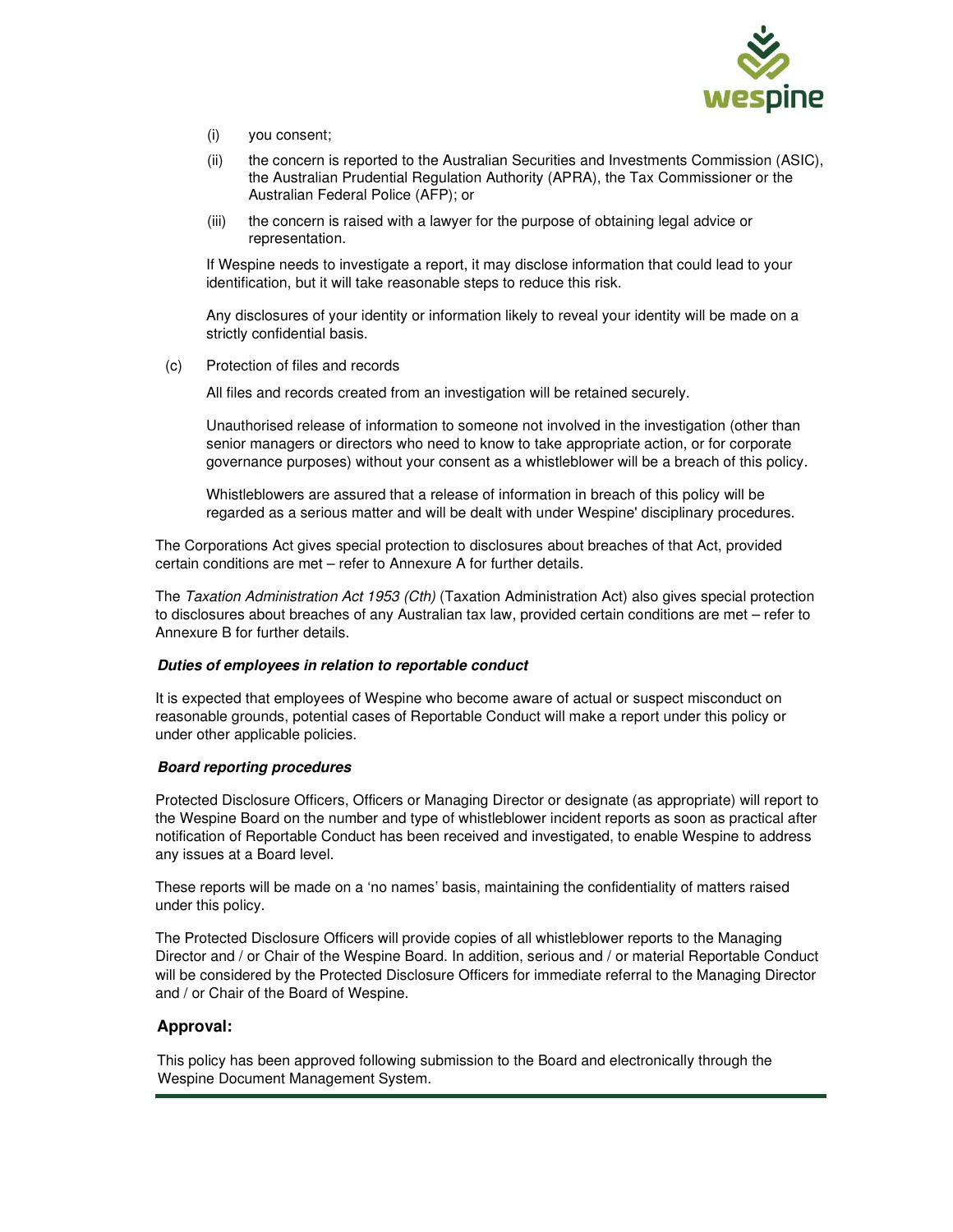(i) you consent;

(ii) the concern is reported to the Australian Securities and Investments Commission (ASIC), the Australian Prudential Regulation Authority (APRA), the Tax Commissioner or the Australian Federal Police (AFP); or

(iii) the concern is raised with a lawyer for the purpose of obtaining legal advice or representation.

If Wespine needs to investigate a report, it may disclose information that could lead to your identification, but it will take reasonable steps to reduce this risk.

Any disclosures of your identity or information likely to reveal your identity will be made on a strictly confidential basis.

(c) Protection of files and records

All files and records created from an investigation will be retained securely.

Unauthorised release of information to someone not involved in the investigation (other than senior managers or directors who need to know to take appropriate action, or for corporate governance purposes) without your consent as a whistleblower will be a breach of this policy.

Whistleblowers are assured that a release of information in breach of this policy will be regarded as a serious matter and will be dealt with under Wespine' disciplinary procedures.

The Corporations Act gives special protection to disclosures about breaches of that Act, provided certain conditions are met – refer to Annexure A for further details.

The *Taxation Administration Act 1953 (Cth)* (Taxation Administration Act) also gives special protection to disclosures about breaches of any Australian tax law, provided certain conditions are met – refer to Annexure B for further details.

***Duties of employees in relation to reportable conduct***

It is expected that employees of Wespine who become aware of actual or suspect misconduct on reasonable grounds, potential cases of Reportable Conduct will make a report under this policy or under other applicable policies.

***Board reporting procedures***

Protected Disclosure Officers, Officers or Managing Director or designate (as appropriate) will report to the Wespine Board on the number and type of whistleblower incident reports as soon as practical after notification of Reportable Conduct has been received and investigated, to enable Wespine to address any issues at a Board level.

These reports will be made on a 'no names' basis, maintaining the confidentiality of matters raised under this policy.

The Protected Disclosure Officers will provide copies of all whistleblower reports to the Managing Director and / or Chair of the Wespine Board. In addition, serious and / or material Reportable Conduct will be considered by the Protected Disclosure Officers for immediate referral to the Managing Director and / or Chair of the Board of Wespine.

## Approval:

This policy has been approved following submission to the Board and electronically through the Wespine Document Management System.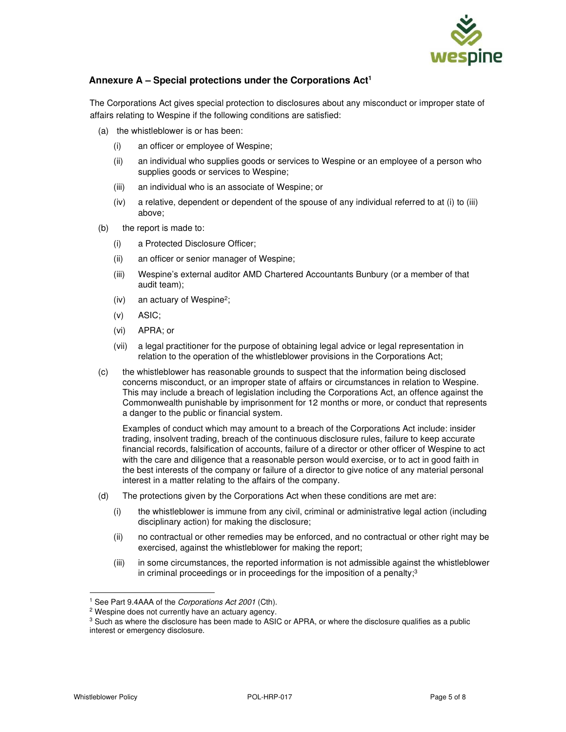### Annexure A – Special protections under the Corporations Act[1]

The Corporations Act gives special protection to disclosures about any misconduct or improper state of affairs relating to Wespine if the following conditions are satisfied:

(a) the whistleblower is or has been:

  (i) an officer or employee of Wespine;

  (ii) an individual who supplies goods or services to Wespine or an employee of a person who supplies goods or services to Wespine;

  (iii) an individual who is an associate of Wespine; or

  (iv) a relative, dependent or dependent of the spouse of any individual referred to at (i) to (iii) above;

(b) the report is made to:

  (i) a Protected Disclosure Officer;

  (ii) an officer or senior manager of Wespine;

  (iii) Wespine's external auditor AMD Chartered Accountants Bunbury (or a member of that audit team);

  (iv) an actuary of Wespine[2];

  (v) ASIC;

  (vi) APRA; or

  (vii) a legal practitioner for the purpose of obtaining legal advice or legal representation in relation to the operation of the whistleblower provisions in the Corporations Act;

(c) the whistleblower has reasonable grounds to suspect that the information being disclosed concerns misconduct, or an improper state of affairs or circumstances in relation to Wespine. This may include a breach of legislation including the Corporations Act, an offence against the Commonwealth punishable by imprisonment for 12 months or more, or conduct that represents a danger to the public or financial system.

  Examples of conduct which may amount to a breach of the Corporations Act include: insider trading, insolvent trading, breach of the continuous disclosure rules, failure to keep accurate financial records, falsification of accounts, failure of a director or other officer of Wespine to act with the care and diligence that a reasonable person would exercise, or to act in good faith in the best interests of the company or failure of a director to give notice of any material personal interest in a matter relating to the affairs of the company.

(d) The protections given by the Corporations Act when these conditions are met are:

  (i) the whistleblower is immune from any civil, criminal or administrative legal action (including disciplinary action) for making the disclosure;

  (ii) no contractual or other remedies may be enforced, and no contractual or other right may be exercised, against the whistleblower for making the report;

  (iii) in some circumstances, the reported information is not admissible against the whistleblower in criminal proceedings or in proceedings for the imposition of a penalty;[3]

---

[1] See Part 9.4AAA of the *Corporations Act 2001* (Cth).

[2] Wespine does not currently have an actuary agency.

[3] Such as where the disclosure has been made to ASIC or APRA, or where the disclosure qualifies as a public interest or emergency disclosure.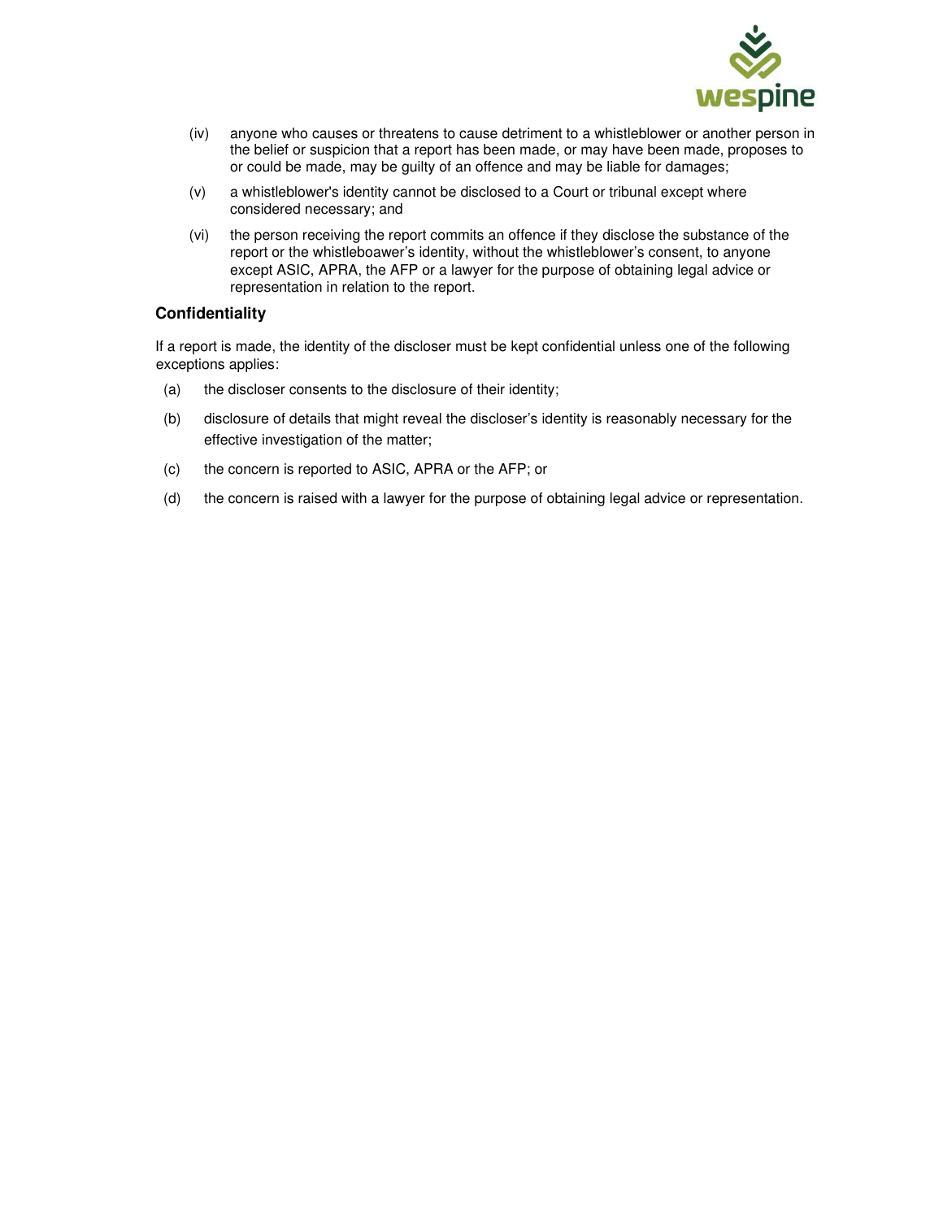(iv) anyone who causes or threatens to cause detriment to a whistleblower or another person in the belief or suspicion that a report has been made, or may have been made, proposes to or could be made, may be guilty of an offence and may be liable for damages;

(v) a whistleblower's identity cannot be disclosed to a Court or tribunal except where considered necessary; and

(vi) the person receiving the report commits an offence if they disclose the substance of the report or the whistleboawer's identity, without the whistleblower's consent, to anyone except ASIC, APRA, the AFP or a lawyer for the purpose of obtaining legal advice or representation in relation to the report.

### Confidentiality

If a report is made, the identity of the discloser must be kept confidential unless one of the following exceptions applies:

(a) the discloser consents to the disclosure of their identity;

(b) disclosure of details that might reveal the discloser's identity is reasonably necessary for the effective investigation of the matter;

(c) the concern is reported to ASIC, APRA or the AFP; or

(d) the concern is raised with a lawyer for the purpose of obtaining legal advice or representation.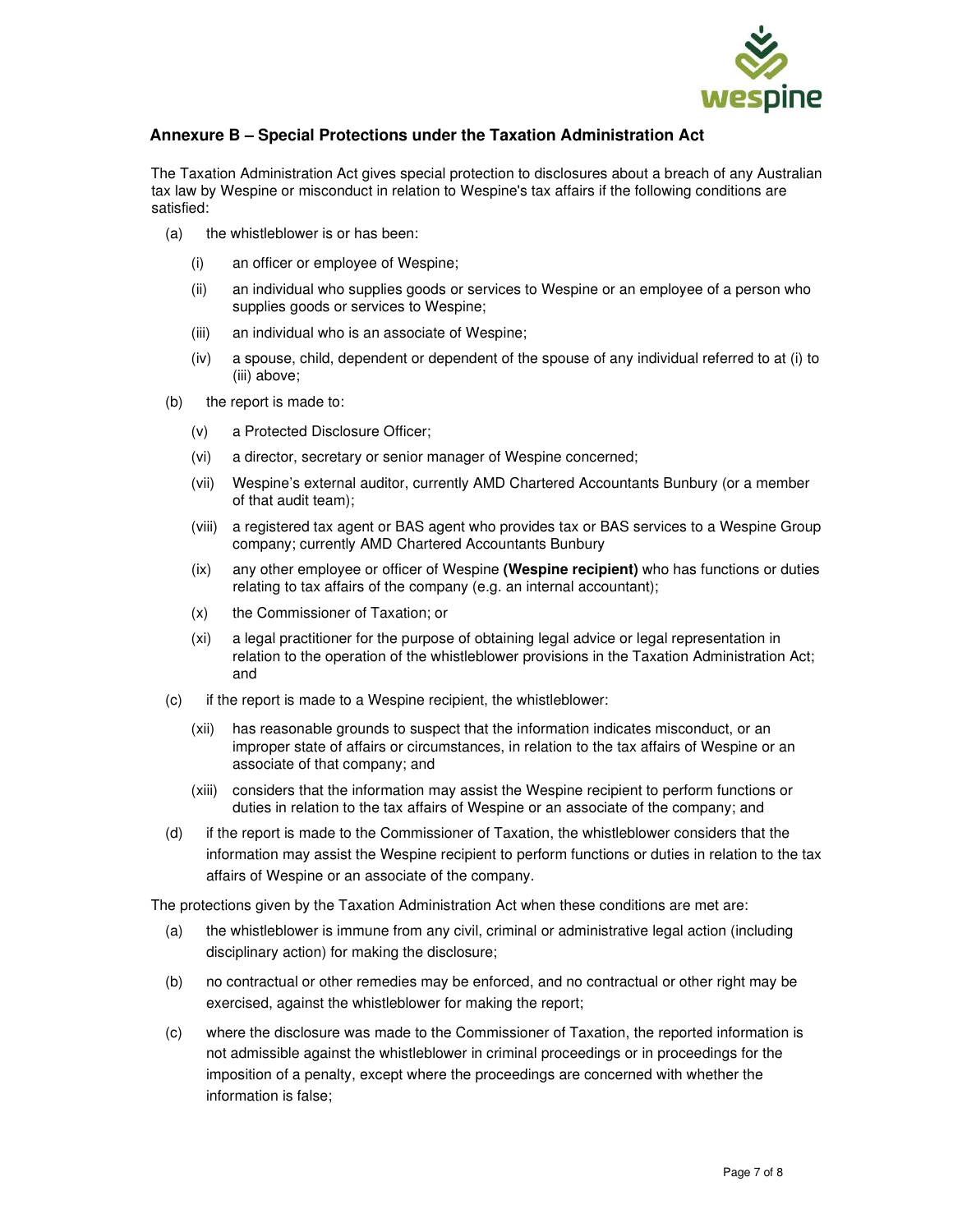## Annexure B – Special Protections under the Taxation Administration Act

The Taxation Administration Act gives special protection to disclosures about a breach of any Australian tax law by Wespine or misconduct in relation to Wespine's tax affairs if the following conditions are satisfied:

(a) the whistleblower is or has been:

  (i) an officer or employee of Wespine;

  (ii) an individual who supplies goods or services to Wespine or an employee of a person who supplies goods or services to Wespine;

  (iii) an individual who is an associate of Wespine;

  (iv) a spouse, child, dependent or dependent of the spouse of any individual referred to at (i) to (iii) above;

(b) the report is made to:

  (v) a Protected Disclosure Officer;

  (vi) a director, secretary or senior manager of Wespine concerned;

  (vii) Wespine's external auditor, currently AMD Chartered Accountants Bunbury (or a member of that audit team);

  (viii) a registered tax agent or BAS agent who provides tax or BAS services to a Wespine Group company; currently AMD Chartered Accountants Bunbury

  (ix) any other employee or officer of Wespine **(Wespine recipient)** who has functions or duties relating to tax affairs of the company (e.g. an internal accountant);

  (x) the Commissioner of Taxation; or

  (xi) a legal practitioner for the purpose of obtaining legal advice or legal representation in relation to the operation of the whistleblower provisions in the Taxation Administration Act; and

(c) if the report is made to a Wespine recipient, the whistleblower:

  (xii) has reasonable grounds to suspect that the information indicates misconduct, or an improper state of affairs or circumstances, in relation to the tax affairs of Wespine or an associate of that company; and

  (xiii) considers that the information may assist the Wespine recipient to perform functions or duties in relation to the tax affairs of Wespine or an associate of the company; and

(d) if the report is made to the Commissioner of Taxation, the whistleblower considers that the information may assist the Wespine recipient to perform functions or duties in relation to the tax affairs of Wespine or an associate of the company.

The protections given by the Taxation Administration Act when these conditions are met are:

(a) the whistleblower is immune from any civil, criminal or administrative legal action (including disciplinary action) for making the disclosure;

(b) no contractual or other remedies may be enforced, and no contractual or other right may be exercised, against the whistleblower for making the report;

(c) where the disclosure was made to the Commissioner of Taxation, the reported information is not admissible against the whistleblower in criminal proceedings or in proceedings for the imposition of a penalty, except where the proceedings are concerned with whether the information is false;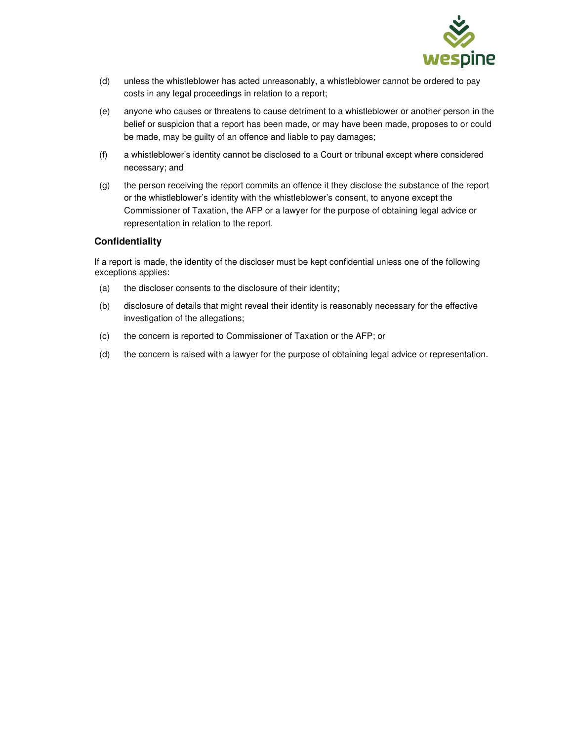(d) unless the whistleblower has acted unreasonably, a whistleblower cannot be ordered to pay costs in any legal proceedings in relation to a report;

(e) anyone who causes or threatens to cause detriment to a whistleblower or another person in the belief or suspicion that a report has been made, or may have been made, proposes to or could be made, may be guilty of an offence and liable to pay damages;

(f) a whistleblower's identity cannot be disclosed to a Court or tribunal except where considered necessary; and

(g) the person receiving the report commits an offence it they disclose the substance of the report or the whistleblower's identity with the whistleblower's consent, to anyone except the Commissioner of Taxation, the AFP or a lawyer for the purpose of obtaining legal advice or representation in relation to the report.

### Confidentiality

If a report is made, the identity of the discloser must be kept confidential unless one of the following exceptions applies:

(a) the discloser consents to the disclosure of their identity;

(b) disclosure of details that might reveal their identity is reasonably necessary for the effective investigation of the allegations;

(c) the concern is reported to Commissioner of Taxation or the AFP; or

(d) the concern is raised with a lawyer for the purpose of obtaining legal advice or representation.